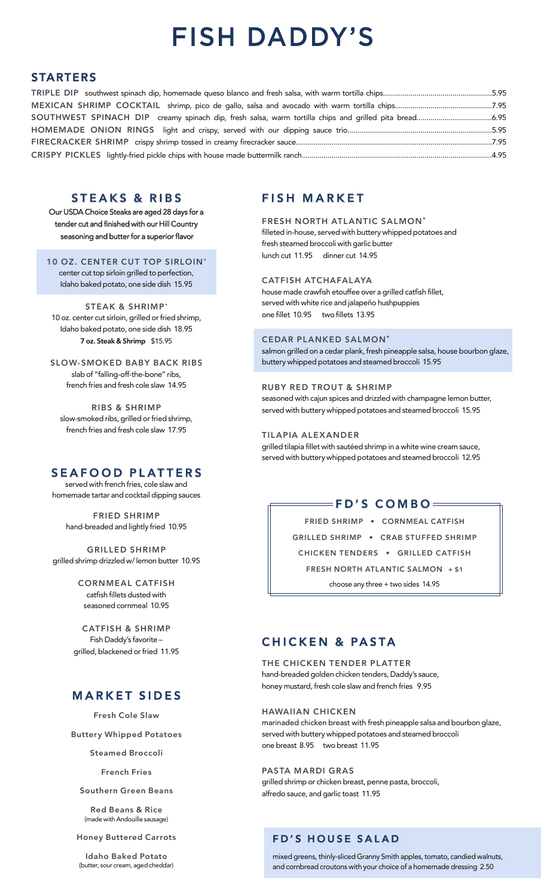# FISH DADDY'S

## STARTERS

**TRIPLE DIP** southwest spinach dip, homemade queso blanco and fresh salsa, with warm tortilla chips....5.95

**MEXICAN SHRIMP COCKTAIL** shrimp, pico de gallo, salsa and avocado with warm tortilla chips....7.95

**SOUTHWEST SPINACH DIP** creamy spinach dip, fresh salsa, warm tortilla chips and grilled pita bread....6.95

**HOMEMADE ONION RINGS** light and crispy, served with our dipping sauce trio....5.95

**FIRECRACKER SHRIMP** crispy shrimp tossed in creamy firecracker sauce....7.95

**CRISPY PICKLES** lightly-fried pickle chips with house made buttermilk ranch....4.95

## STEAKS & RIBS

Our USDA Choice Steaks are aged 28 days for a tender cut and finished with our Hill Country seasoning and butter for a superior flavor

**10 OZ. CENTER CUT TOP SIRLOIN***
center cut top sirloin grilled to perfection, Idaho baked potato, one side dish 15.95

**STEAK & SHRIMP***
10 oz. center cut sirloin, grilled or fried shrimp, Idaho baked potato, one side dish 18.95
**7 oz. Steak & Shrimp** $15.95

**SLOW-SMOKED BABY BACK RIBS**
slab of "falling-off-the-bone" ribs, french fries and fresh cole slaw 14.95

**RIBS & SHRIMP**
slow-smoked ribs, grilled or fried shrimp, french fries and fresh cole slaw 17.95

## SEAFOOD PLATTERS

served with french fries, cole slaw and homemade tartar and cocktail dipping sauces

**FRIED SHRIMP**
hand-breaded and lightly fried 10.95

**GRILLED SHRIMP**
grilled shrimp drizzled w/ lemon butter 10.95

**CORNMEAL CATFISH**
catfish fillets dusted with seasoned cornmeal 10.95

**CATFISH & SHRIMP**
Fish Daddy's favorite – grilled, blackened or fried 11.95

## MARKET SIDES

- Fresh Cole Slaw
- Buttery Whipped Potatoes
- Steamed Broccoli
- French Fries
- Southern Green Beans
- Red Beans & Rice (made with Andouille sausage)
- Honey Buttered Carrots
- Idaho Baked Potato (butter, sour cream, aged cheddar)

## FISH MARKET

**FRESH NORTH ATLANTIC SALMON***
filleted in-house, served with buttery whipped potatoes and fresh steamed broccoli with garlic butter
lunch cut 11.95 dinner cut 14.95

**CATFISH ATCHAFALAYA**
house made crawfish etouffee over a grilled catfish fillet, served with white rice and jalapeño hushpuppies
one fillet 10.95 two fillets 13.95

**CEDAR PLANKED SALMON***
salmon grilled on a cedar plank, fresh pineapple salsa, house bourbon glaze, buttery whipped potatoes and steamed broccoli 15.95

**RUBY RED TROUT & SHRIMP**
seasoned with cajun spices and drizzled with champagne lemon butter, served with buttery whipped potatoes and steamed broccoli 15.95

**TILAPIA ALEXANDER**
grilled tilapia fillet with sautéed shrimp in a white wine cream sauce, served with buttery whipped potatoes and steamed broccoli 12.95

## FD'S COMBO

FRIED SHRIMP • CORNMEAL CATFISH
GRILLED SHRIMP • CRAB STUFFED SHRIMP
CHICKEN TENDERS • GRILLED CATFISH
FRESH NORTH ATLANTIC SALMON + $1

choose any three + two sides 14.95

## CHICKEN & PASTA

**THE CHICKEN TENDER PLATTER**
hand-breaded golden chicken tenders, Daddy's sauce, honey mustard, fresh cole slaw and french fries 9.95

**HAWAIIAN CHICKEN**
marinaded chicken breast with fresh pineapple salsa and bourbon glaze, served with buttery whipped potatoes and steamed broccoli
one breast 8.95 two breast 11.95

**PASTA MARDI GRAS**
grilled shrimp or chicken breast, penne pasta, broccoli, alfredo sauce, and garlic toast 11.95

## FD'S HOUSE SALAD

mixed greens, thinly-sliced Granny Smith apples, tomato, candied walnuts, and cornbread croutons with your choice of a homemade dressing 2.50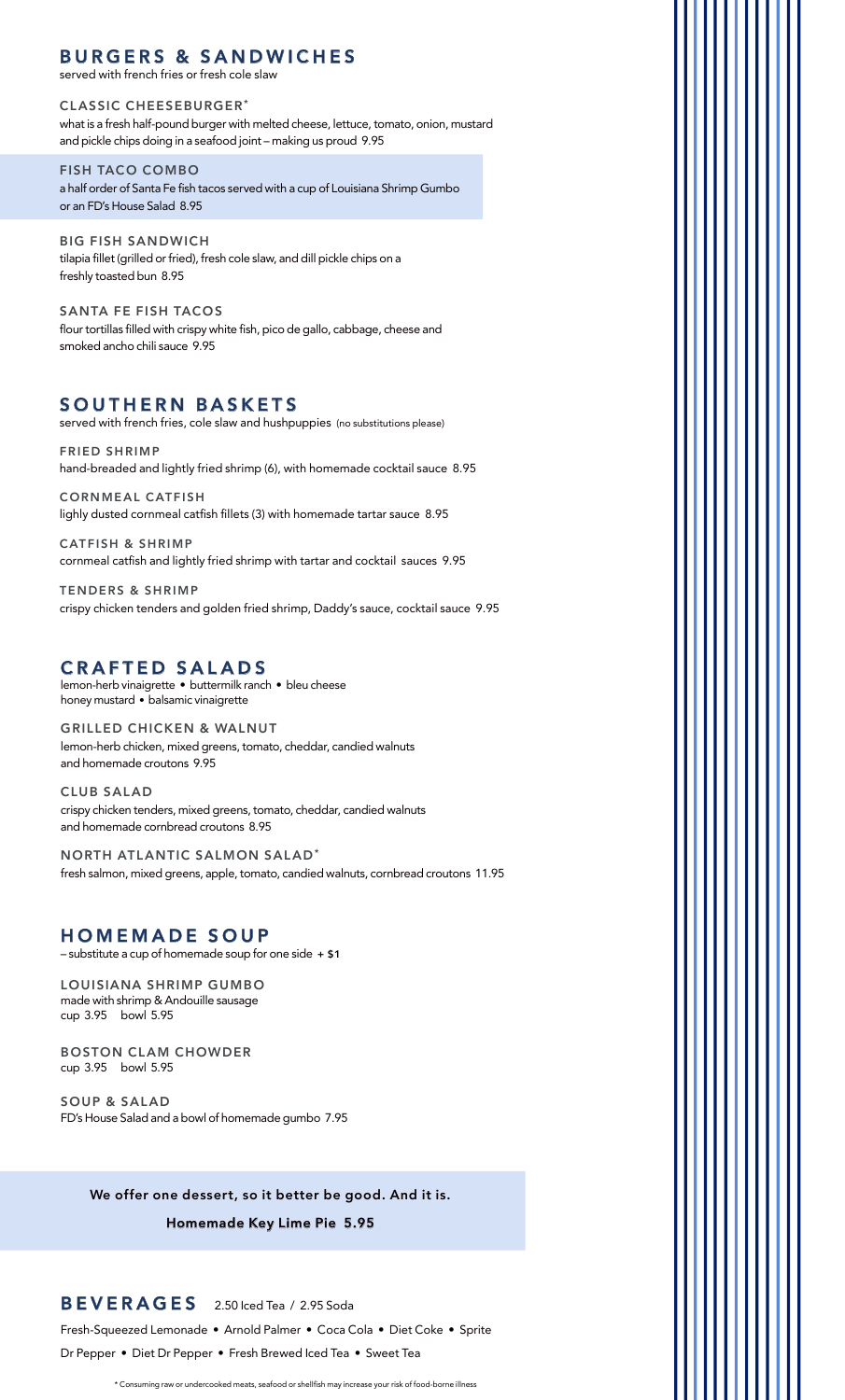## BURGERS & SANDWICHES

served with french fries or fresh cole slaw

**CLASSIC CHEESEBURGER***
what is a fresh half-pound burger with melted cheese, lettuce, tomato, onion, mustard and pickle chips doing in a seafood joint – making us proud 9.95

**FISH TACO COMBO**
a half order of Santa Fe fish tacos served with a cup of Louisiana Shrimp Gumbo or an FD's House Salad 8.95

**BIG FISH SANDWICH**
tilapia fillet (grilled or fried), fresh cole slaw, and dill pickle chips on a freshly toasted bun 8.95

**SANTA FE FISH TACOS**
flour tortillas filled with crispy white fish, pico de gallo, cabbage, cheese and smoked ancho chili sauce 9.95

## SOUTHERN BASKETS

served with french fries, cole slaw and hushpuppies (no substitutions please)

**FRIED SHRIMP**
hand-breaded and lightly fried shrimp (6), with homemade cocktail sauce 8.95

**CORNMEAL CATFISH**
lighly dusted cornmeal catfish fillets (3) with homemade tartar sauce 8.95

**CATFISH & SHRIMP**
cornmeal catfish and lightly fried shrimp with tartar and cocktail sauces 9.95

**TENDERS & SHRIMP**
crispy chicken tenders and golden fried shrimp, Daddy's sauce, cocktail sauce 9.95

## CRAFTED SALADS

lemon-herb vinaigrette • buttermilk ranch • bleu cheese
honey mustard • balsamic vinaigrette

**GRILLED CHICKEN & WALNUT**
lemon-herb chicken, mixed greens, tomato, cheddar, candied walnuts and homemade croutons 9.95

**CLUB SALAD**
crispy chicken tenders, mixed greens, tomato, cheddar, candied walnuts and homemade cornbread croutons 8.95

**NORTH ATLANTIC SALMON SALAD***
fresh salmon, mixed greens, apple, tomato, candied walnuts, cornbread croutons 11.95

## HOMEMADE SOUP

– substitute a cup of homemade soup for one side + $1

**LOUISIANA SHRIMP GUMBO**
made with shrimp & Andouille sausage
cup 3.95 bowl 5.95

**BOSTON CLAM CHOWDER**
cup 3.95 bowl 5.95

**SOUP & SALAD**
FD's House Salad and a bowl of homemade gumbo 7.95

**We offer one dessert, so it better be good. And it is.**

**Homemade Key Lime Pie 5.95**

## BEVERAGES

2.50 Iced Tea / 2.95 Soda

Fresh-Squeezed Lemonade • Arnold Palmer • Coca Cola • Diet Coke • Sprite
Dr Pepper • Diet Dr Pepper • Fresh Brewed Iced Tea • Sweet Tea

* Consuming raw or undercooked meats, seafood or shellfish may increase your risk of food-borne illness